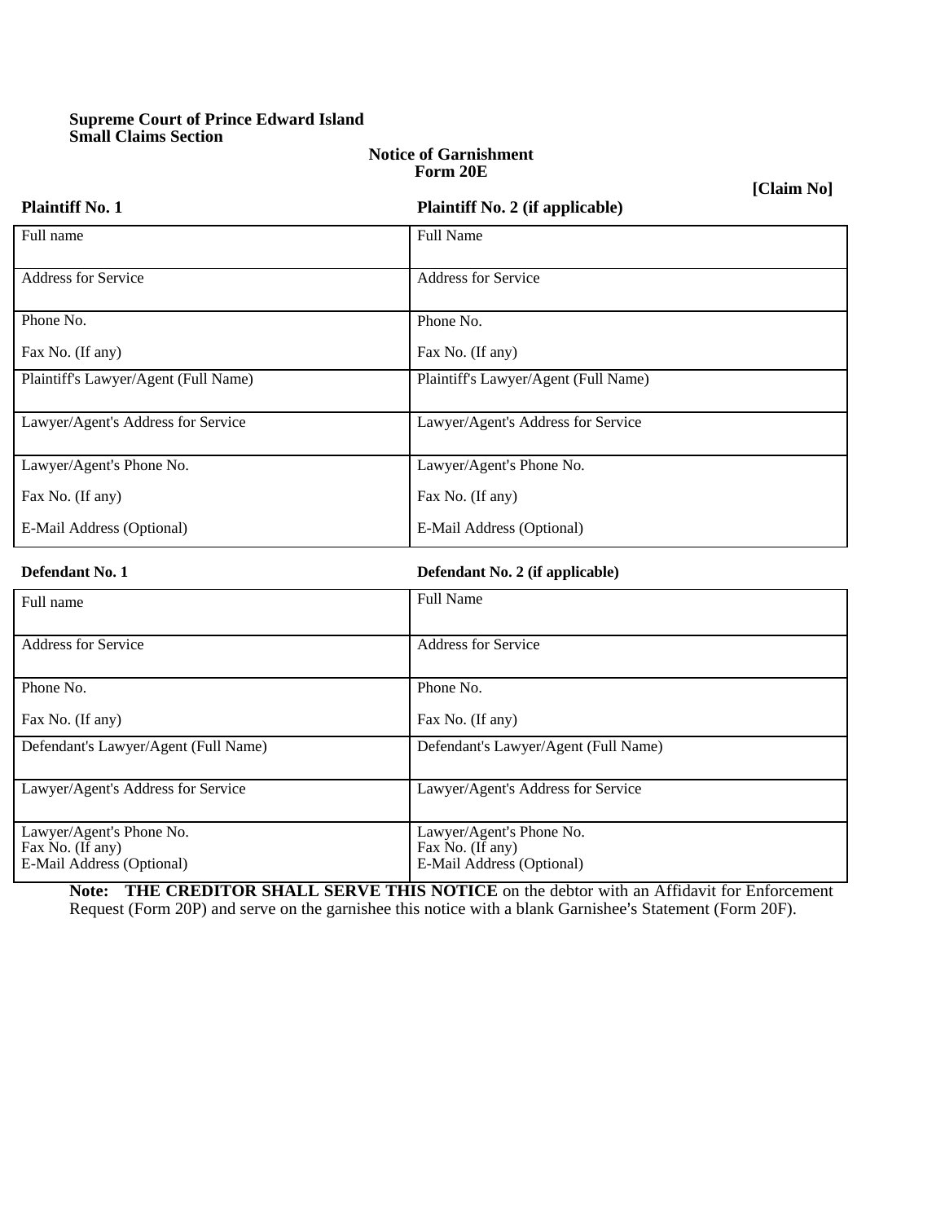**Supreme Court of Prince Edward Island**
**Small Claims Section**

**Notice of Garnishment**
**Form 20E**

**[Claim No]**

| **Plaintiff No. 1** | **Plaintiff No. 2 (if applicable)** |
|---|---|
| Full name | Full Name |
| Address for Service | Address for Service |
| Phone No.<br>Fax No. (If any) | Phone No.<br>Fax No. (If any) |
| Plaintiff's Lawyer/Agent (Full Name) | Plaintiff's Lawyer/Agent (Full Name) |
| Lawyer/Agent's Address for Service | Lawyer/Agent's Address for Service |
| Lawyer/Agent's Phone No.<br>Fax No. (If any)<br>E-Mail Address (Optional) | Lawyer/Agent's Phone No.<br>Fax No. (If any)<br>E-Mail Address (Optional) |

| **Defendant No. 1** | **Defendant No. 2 (if applicable)** |
|---|---|
| Full name | Full Name |
| Address for Service | Address for Service |
| Phone No.<br>Fax No. (If any) | Phone No.<br>Fax No. (If any) |
| Defendant's Lawyer/Agent (Full Name) | Defendant's Lawyer/Agent (Full Name) |
| Lawyer/Agent's Address for Service | Lawyer/Agent's Address for Service |
| Lawyer/Agent's Phone No.<br>Fax No. (If any)<br>E-Mail Address (Optional) | Lawyer/Agent's Phone No.<br>Fax No. (If any)<br>E-Mail Address (Optional) |

**Note: THE CREDITOR SHALL SERVE THIS NOTICE** on the debtor with an Affidavit for Enforcement Request (Form 20P) and serve on the garnishee this notice with a blank Garnishee's Statement (Form 20F).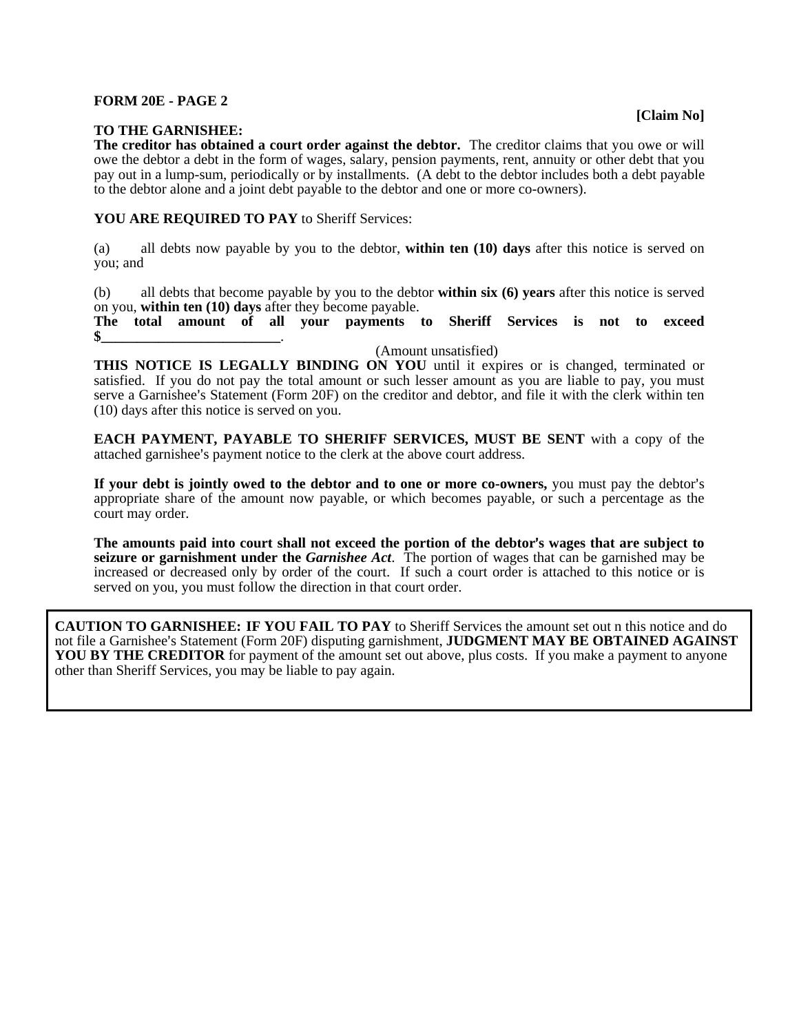**FORM 20E - PAGE 2**

**[Claim No]**

**TO THE GARNISHEE:**
**The creditor has obtained a court order against the debtor.** The creditor claims that you owe or will owe the debtor a debt in the form of wages, salary, pension payments, rent, annuity or other debt that you pay out in a lump-sum, periodically or by installments. (A debt to the debtor includes both a debt payable to the debtor alone and a joint debt payable to the debtor and one or more co-owners).

**YOU ARE REQUIRED TO PAY** to Sheriff Services:

(a) all debts now payable by you to the debtor, **within ten (10) days** after this notice is served on you; and

(b) all debts that become payable by you to the debtor **within six (6) years** after this notice is served on you, **within ten (10) days** after they become payable.

**The total amount of all your payments to Sheriff Services is not to exceed $_________________________.**

(Amount unsatisfied)

**THIS NOTICE IS LEGALLY BINDING ON YOU** until it expires or is changed, terminated or satisfied. If you do not pay the total amount or such lesser amount as you are liable to pay, you must serve a Garnishee's Statement (Form 20F) on the creditor and debtor, and file it with the clerk within ten (10) days after this notice is served on you.

**EACH PAYMENT, PAYABLE TO SHERIFF SERVICES, MUST BE SENT** with a copy of the attached garnishee's payment notice to the clerk at the above court address.

**If your debt is jointly owed to the debtor and to one or more co-owners,** you must pay the debtor's appropriate share of the amount now payable, or which becomes payable, or such a percentage as the court may order.

**The amounts paid into court shall not exceed the portion of the debtor's wages that are subject to seizure or garnishment under the *Garnishee Act*.** The portion of wages that can be garnished may be increased or decreased only by order of the court. If such a court order is attached to this notice or is served on you, you must follow the direction in that court order.

**CAUTION TO GARNISHEE: IF YOU FAIL TO PAY** to Sheriff Services the amount set out n this notice and do not file a Garnishee's Statement (Form 20F) disputing garnishment, **JUDGMENT MAY BE OBTAINED AGAINST YOU BY THE CREDITOR** for payment of the amount set out above, plus costs. If you make a payment to anyone other than Sheriff Services, you may be liable to pay again.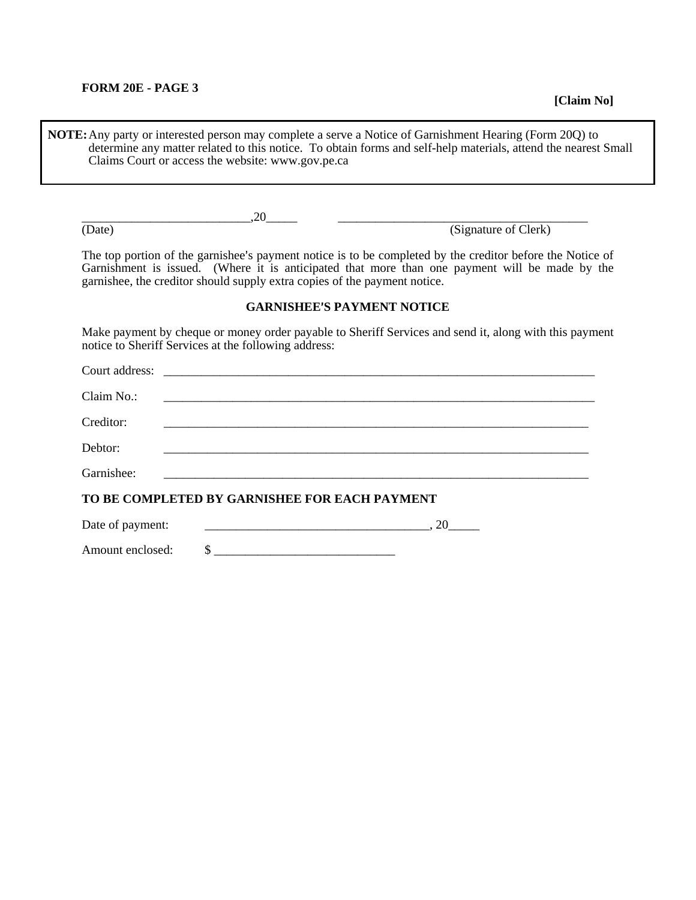**FORM 20E - PAGE 3**

**[Claim No]**

**NOTE:** Any party or interested person may complete a serve a Notice of Garnishment Hearing (Form 20Q) to determine any matter related to this notice. To obtain forms and self-help materials, attend the nearest Small Claims Court or access the website: www.gov.pe.ca

___________________________,20_____ (Date)

_________________________________________ (Signature of Clerk)

The top portion of the garnishee's payment notice is to be completed by the creditor before the Notice of Garnishment is issued. (Where it is anticipated that more than one payment will be made by the garnishee, the creditor should supply extra copies of the payment notice.

**GARNISHEE'S PAYMENT NOTICE**

Make payment by cheque or money order payable to Sheriff Services and send it, along with this payment notice to Sheriff Services at the following address:

Court address: _________________________________________________________________________

Claim No.: _________________________________________________________________________

Creditor: ________________________________________________________________________

Debtor: ________________________________________________________________________

Garnishee: ________________________________________________________________________

**TO BE COMPLETED BY GARNISHEE FOR EACH PAYMENT**

Date of payment: ____________________________________, 20_____

Amount enclosed: $ _____________________________